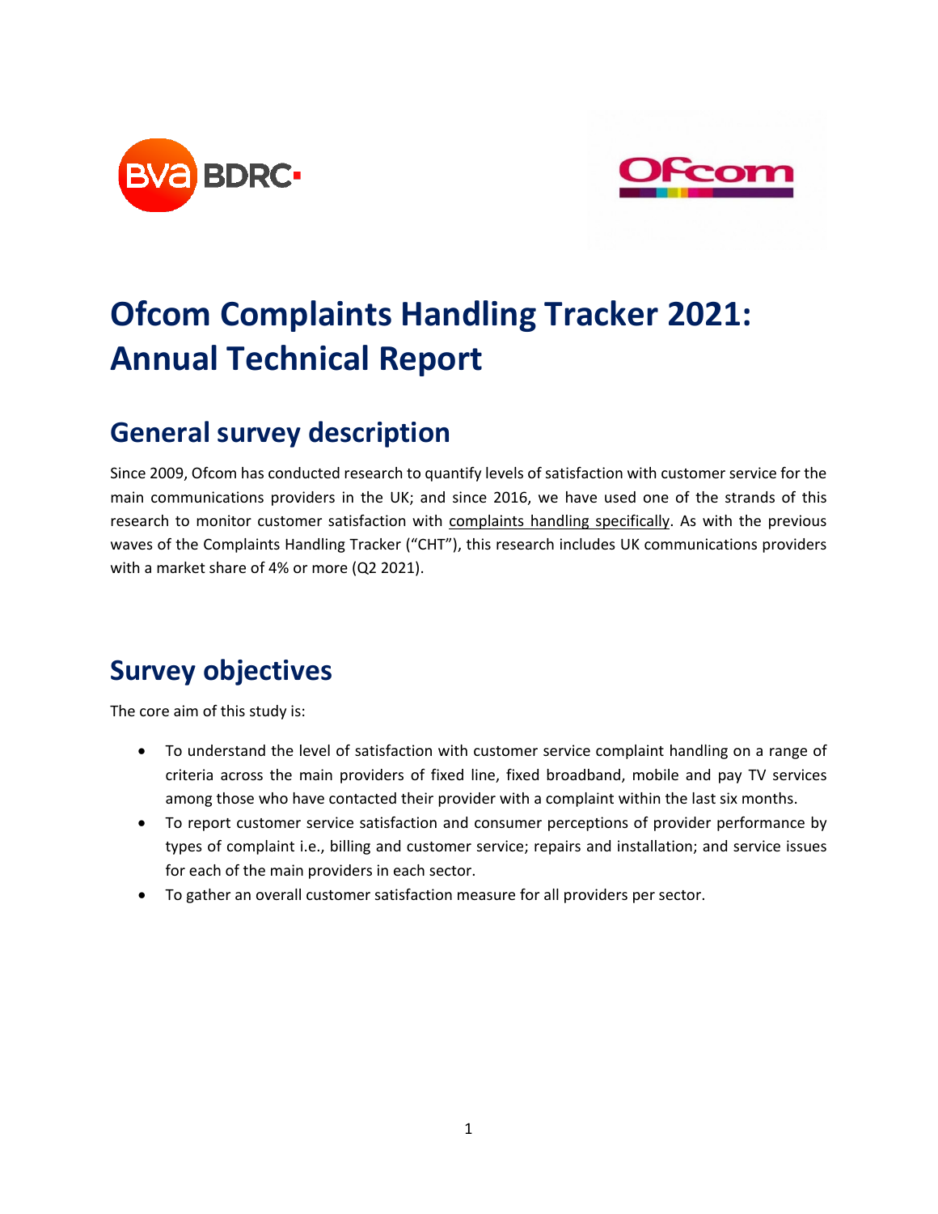# Ofcom Complaints Handling Tracker 2021: Annual Technical Report

## General survey description

Since 2009, Ofcom has conducted research to quantify levels of satisfaction with customer service for the main communications providers in the UK; and since 2016, we have used one of the strands of this research to monitor customer satisfaction with complaints handling specifically. As with the previous waves of the Complaints Handling Tracker ("CHT"), this research includes UK communications providers with a market share of 4% or more (Q2 2021).

## Survey objectives

The core aim of this study is:

- To understand the level of satisfaction with customer service complaint handling on a range of criteria across the main providers of fixed line, fixed broadband, mobile and pay TV services among those who have contacted their provider with a complaint within the last six months.
- To report customer service satisfaction and consumer perceptions of provider performance by types of complaint i.e., billing and customer service; repairs and installation; and service issues for each of the main providers in each sector.
- To gather an overall customer satisfaction measure for all providers per sector.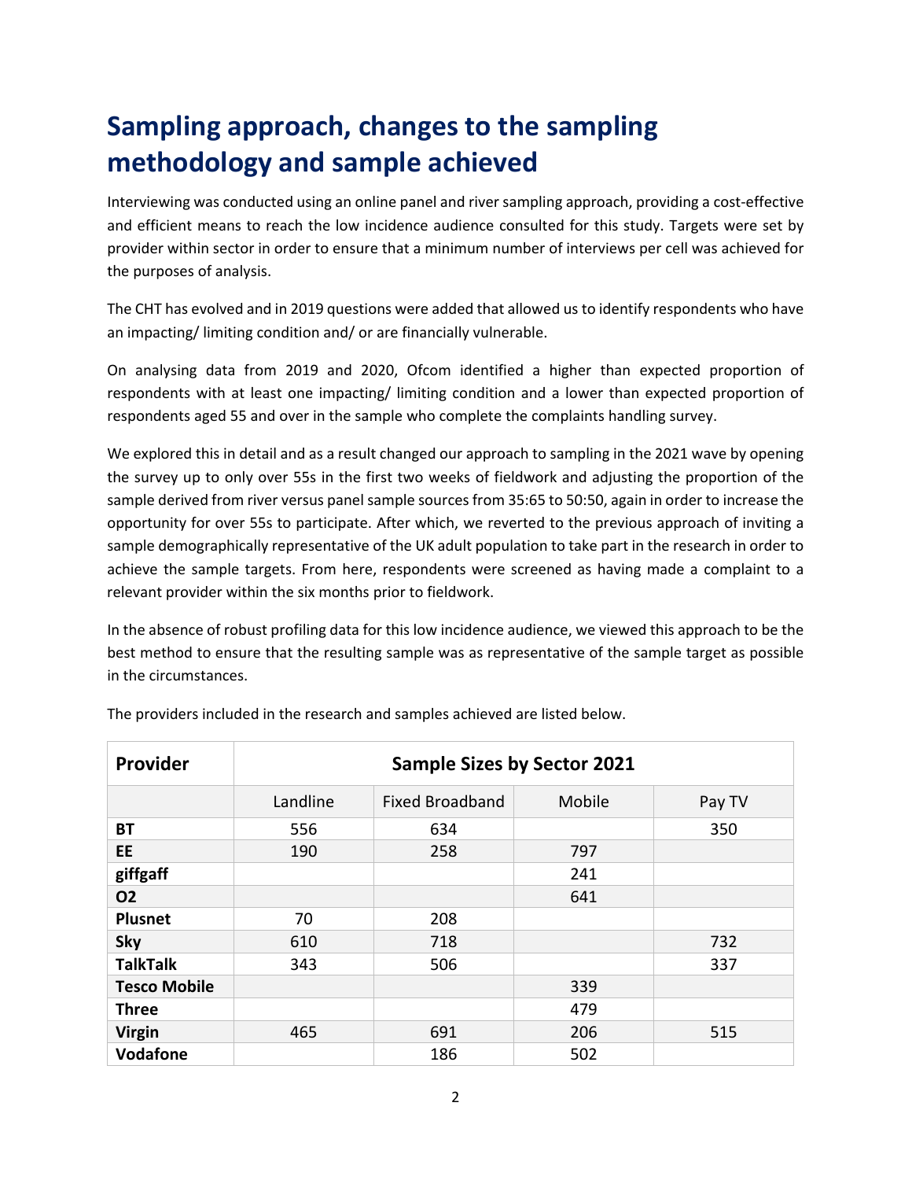# Sampling approach, changes to the sampling methodology and sample achieved

Interviewing was conducted using an online panel and river sampling approach, providing a cost-effective and efficient means to reach the low incidence audience consulted for this study. Targets were set by provider within sector in order to ensure that a minimum number of interviews per cell was achieved for the purposes of analysis.

The CHT has evolved and in 2019 questions were added that allowed us to identify respondents who have an impacting/ limiting condition and/ or are financially vulnerable.

On analysing data from 2019 and 2020, Ofcom identified a higher than expected proportion of respondents with at least one impacting/ limiting condition and a lower than expected proportion of respondents aged 55 and over in the sample who complete the complaints handling survey.

We explored this in detail and as a result changed our approach to sampling in the 2021 wave by opening the survey up to only over 55s in the first two weeks of fieldwork and adjusting the proportion of the sample derived from river versus panel sample sources from 35:65 to 50:50, again in order to increase the opportunity for over 55s to participate. After which, we reverted to the previous approach of inviting a sample demographically representative of the UK adult population to take part in the research in order to achieve the sample targets. From here, respondents were screened as having made a complaint to a relevant provider within the six months prior to fieldwork.

In the absence of robust profiling data for this low incidence audience, we viewed this approach to be the best method to ensure that the resulting sample was as representative of the sample target as possible in the circumstances.

The providers included in the research and samples achieved are listed below.

| Provider | Sample Sizes by Sector 2021 | | | |
|---|---|---|---|---|
| | Landline | Fixed Broadband | Mobile | Pay TV |
| **BT** | 556 | 634 | | 350 |
| **EE** | 190 | 258 | 797 | |
| **giffgaff** | | | 241 | |
| **O2** | | | 641 | |
| **Plusnet** | 70 | 208 | | |
| **Sky** | 610 | 718 | | 732 |
| **TalkTalk** | 343 | 506 | | 337 |
| **Tesco Mobile** | | | 339 | |
| **Three** | | | 479 | |
| **Virgin** | 465 | 691 | 206 | 515 |
| **Vodafone** | | 186 | 502 | |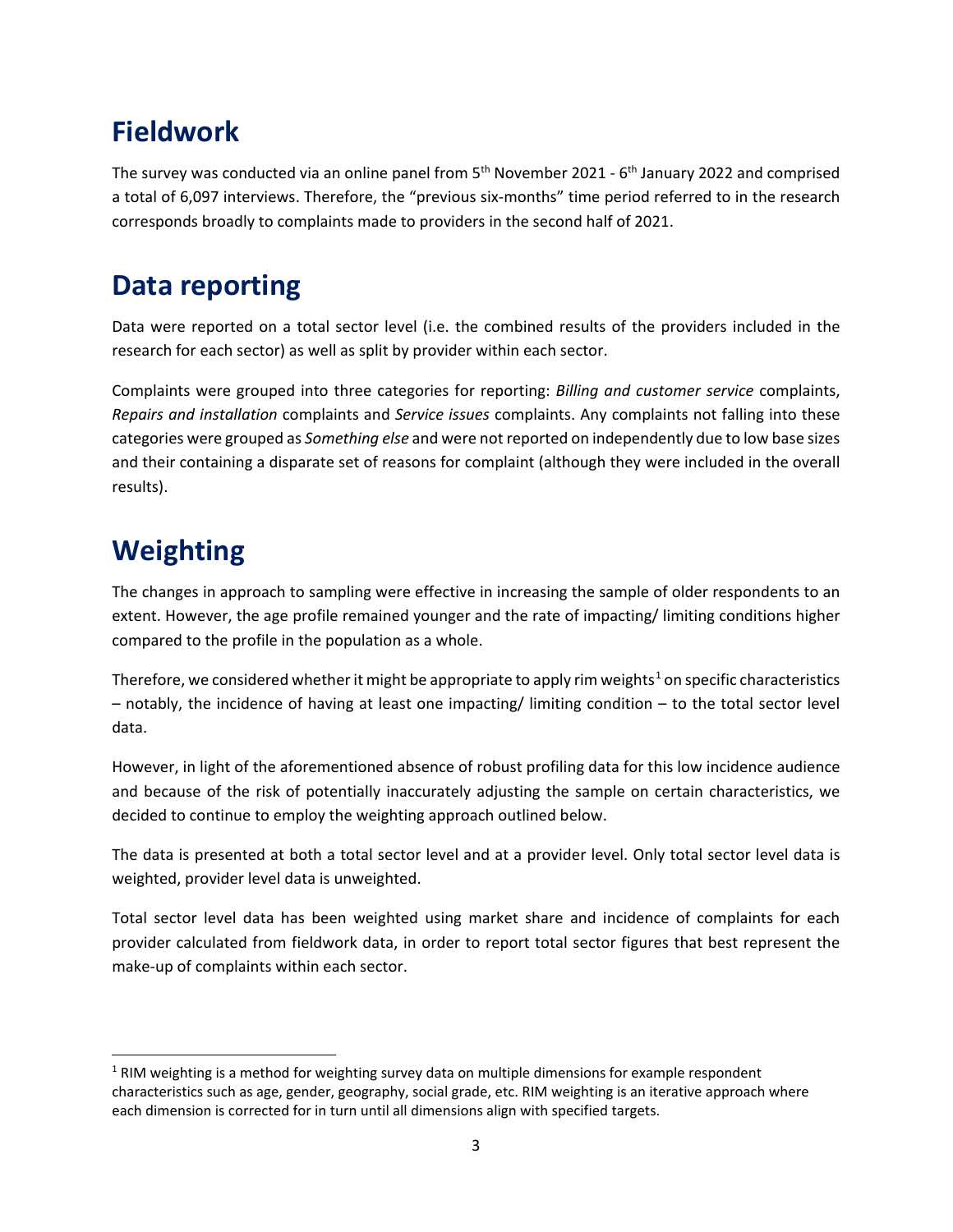# Fieldwork

The survey was conducted via an online panel from 5th November 2021 - 6th January 2022 and comprised a total of 6,097 interviews. Therefore, the "previous six-months" time period referred to in the research corresponds broadly to complaints made to providers in the second half of 2021.

# Data reporting

Data were reported on a total sector level (i.e. the combined results of the providers included in the research for each sector) as well as split by provider within each sector.

Complaints were grouped into three categories for reporting: *Billing and customer service* complaints, *Repairs and installation* complaints and *Service issues* complaints. Any complaints not falling into these categories were grouped as *Something else* and were not reported on independently due to low base sizes and their containing a disparate set of reasons for complaint (although they were included in the overall results).

# Weighting

The changes in approach to sampling were effective in increasing the sample of older respondents to an extent. However, the age profile remained younger and the rate of impacting/ limiting conditions higher compared to the profile in the population as a whole.

Therefore, we considered whether it might be appropriate to apply rim weights[1] on specific characteristics – notably, the incidence of having at least one impacting/ limiting condition – to the total sector level data.

However, in light of the aforementioned absence of robust profiling data for this low incidence audience and because of the risk of potentially inaccurately adjusting the sample on certain characteristics, we decided to continue to employ the weighting approach outlined below.

The data is presented at both a total sector level and at a provider level. Only total sector level data is weighted, provider level data is unweighted.

Total sector level data has been weighted using market share and incidence of complaints for each provider calculated from fieldwork data, in order to report total sector figures that best represent the make-up of complaints within each sector.

---

[1] RIM weighting is a method for weighting survey data on multiple dimensions for example respondent characteristics such as age, gender, geography, social grade, etc. RIM weighting is an iterative approach where each dimension is corrected for in turn until all dimensions align with specified targets.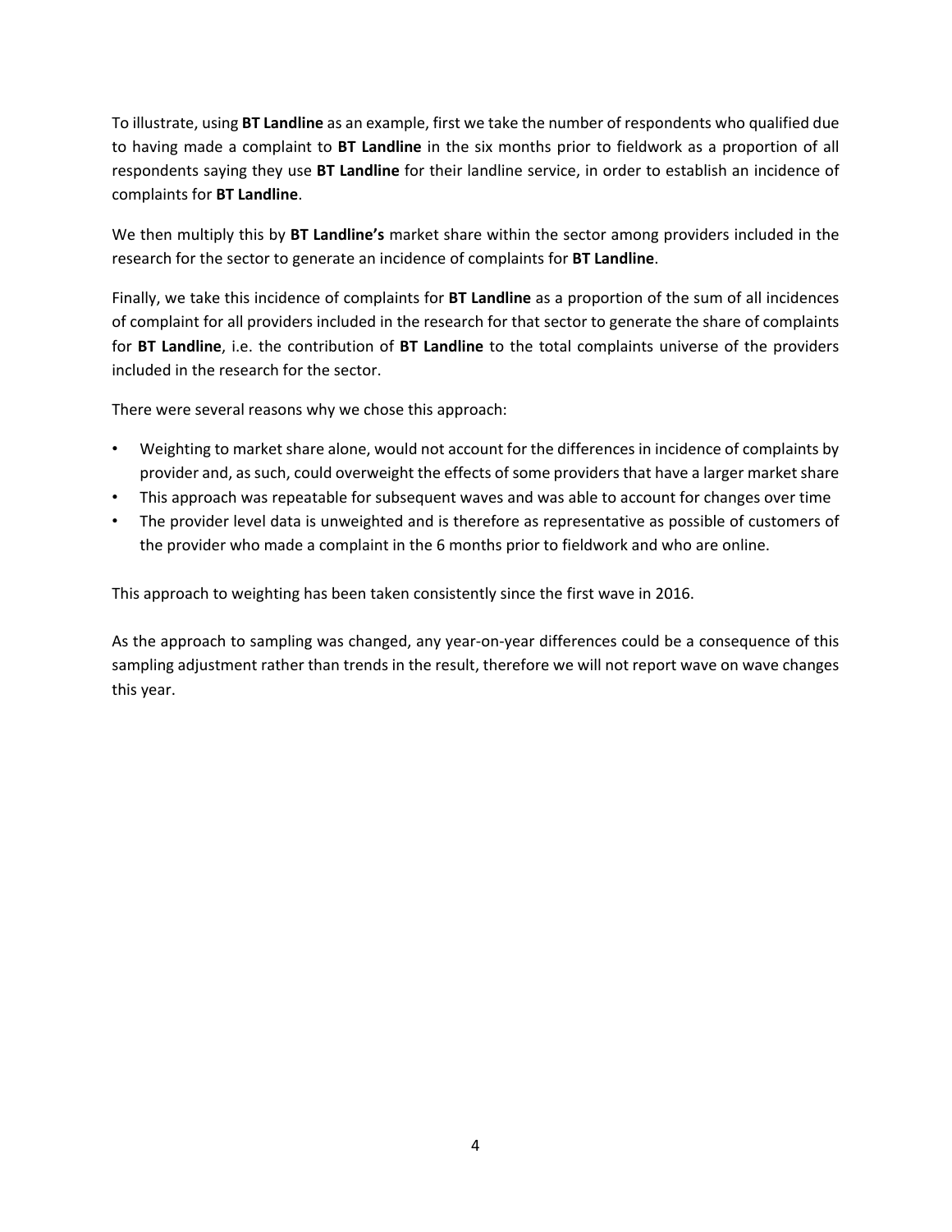To illustrate, using **BT Landline** as an example, first we take the number of respondents who qualified due to having made a complaint to **BT Landline** in the six months prior to fieldwork as a proportion of all respondents saying they use **BT Landline** for their landline service, in order to establish an incidence of complaints for **BT Landline**.

We then multiply this by **BT Landline's** market share within the sector among providers included in the research for the sector to generate an incidence of complaints for **BT Landline**.

Finally, we take this incidence of complaints for **BT Landline** as a proportion of the sum of all incidences of complaint for all providers included in the research for that sector to generate the share of complaints for **BT Landline**, i.e. the contribution of **BT Landline** to the total complaints universe of the providers included in the research for the sector.

There were several reasons why we chose this approach:

- Weighting to market share alone, would not account for the differences in incidence of complaints by provider and, as such, could overweight the effects of some providers that have a larger market share
- This approach was repeatable for subsequent waves and was able to account for changes over time
- The provider level data is unweighted and is therefore as representative as possible of customers of the provider who made a complaint in the 6 months prior to fieldwork and who are online.

This approach to weighting has been taken consistently since the first wave in 2016.

As the approach to sampling was changed, any year-on-year differences could be a consequence of this sampling adjustment rather than trends in the result, therefore we will not report wave on wave changes this year.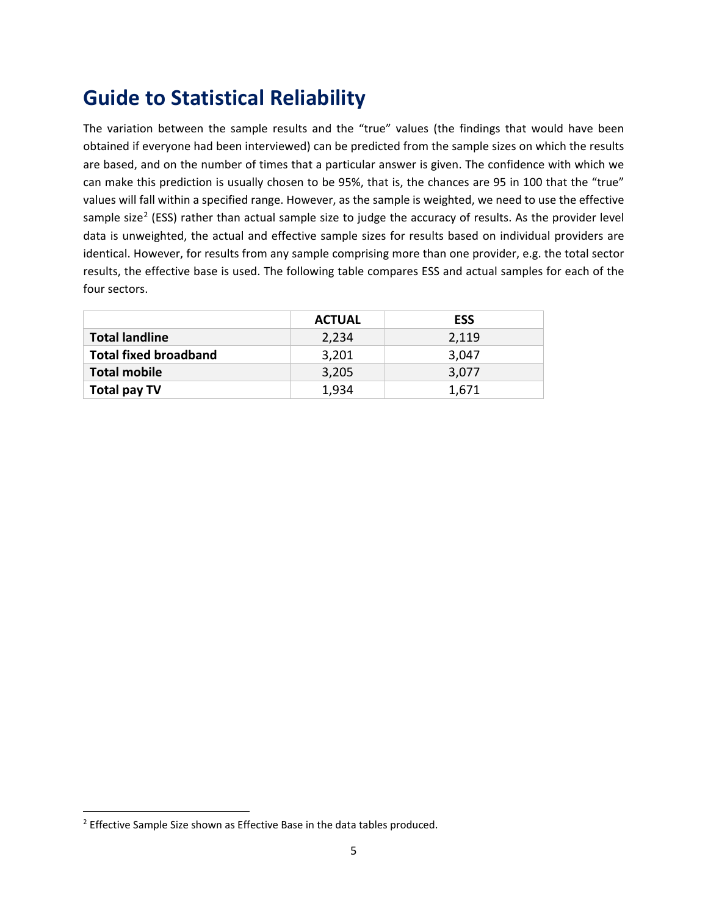## Guide to Statistical Reliability

The variation between the sample results and the "true" values (the findings that would have been obtained if everyone had been interviewed) can be predicted from the sample sizes on which the results are based, and on the number of times that a particular answer is given. The confidence with which we can make this prediction is usually chosen to be 95%, that is, the chances are 95 in 100 that the "true" values will fall within a specified range. However, as the sample is weighted, we need to use the effective sample size[2] (ESS) rather than actual sample size to judge the accuracy of results. As the provider level data is unweighted, the actual and effective sample sizes for results based on individual providers are identical. However, for results from any sample comprising more than one provider, e.g. the total sector results, the effective base is used. The following table compares ESS and actual samples for each of the four sectors.

| | ACTUAL | ESS |
|---|---|---|
| **Total landline** | 2,234 | 2,119 |
| **Total fixed broadband** | 3,201 | 3,047 |
| **Total mobile** | 3,205 | 3,077 |
| **Total pay TV** | 1,934 | 1,671 |

[2] Effective Sample Size shown as Effective Base in the data tables produced.